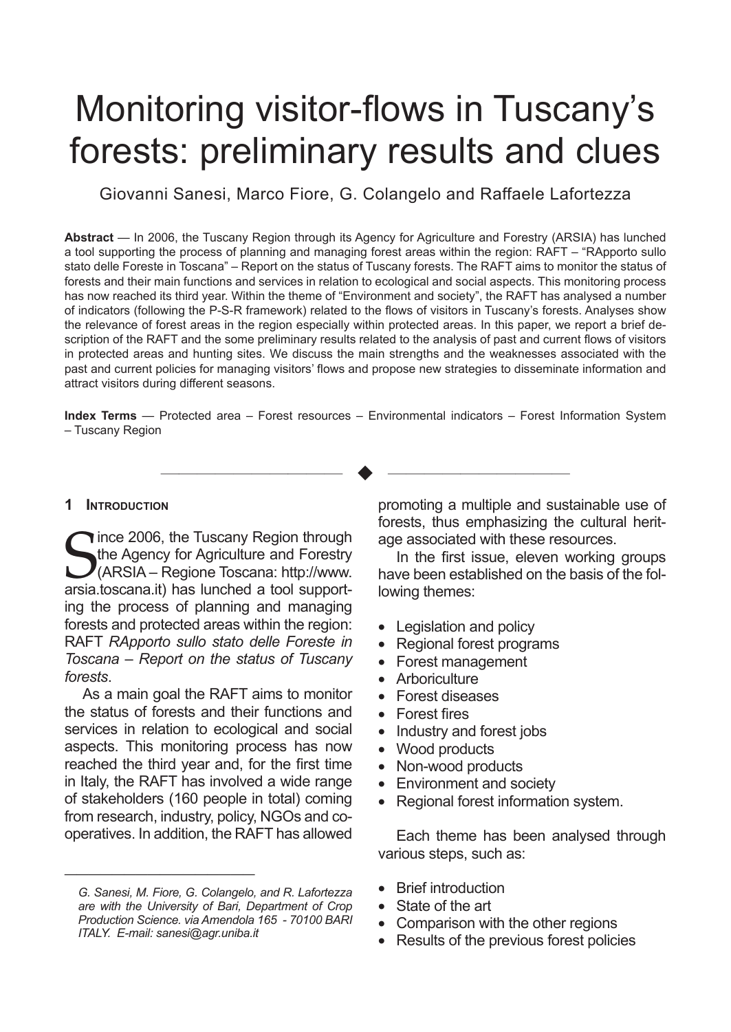# Monitoring visitor-flows in Tuscany's forests: preliminary results and clues

Giovanni Sanesi, Marco Fiore, G. Colangelo and Raffaele Lafortezza

**Abstract** — In 2006, the Tuscany Region through its Agency for Agriculture and Forestry (ARSIA) has lunched a tool supporting the process of planning and managing forest areas within the region: RAFT – "RApporto sullo stato delle Foreste in Toscana" – Report on the status of Tuscany forests. The RAFT aims to monitor the status of forests and their main functions and services in relation to ecological and social aspects. This monitoring process has now reached its third year. Within the theme of "Environment and society", the RAFT has analysed a number of indicators (following the P-S-R framework) related to the flows of visitors in Tuscany's forests. Analyses show the relevance of forest areas in the region especially within protected areas. In this paper, we report a brief description of the RAFT and the some preliminary results related to the analysis of past and current flows of visitors in protected areas and hunting sites. We discuss the main strengths and the weaknesses associated with the past and current policies for managing visitors' flows and propose new strategies to disseminate information and attract visitors during different seasons.

**Index Terms** — Protected area – Forest resources – Environmental indicators – Forest Information System – Tuscany Region

## 1 Introduction

Since 2006, the Tuscany Region through the Agency for Agriculture and Forestry (ARSIA – Regione Toscana: http://www.arsia.toscana.it) has lunched a tool supporting the process of planning and managing forests and protected areas within the region: RAFT *RApporto sullo stato delle Foreste in Toscana – Report on the status of Tuscany forests*.

As a main goal the RAFT aims to monitor the status of forests and their functions and services in relation to ecological and social aspects. This monitoring process has now reached the third year and, for the first time in Italy, the RAFT has involved a wide range of stakeholders (160 people in total) coming from research, industry, policy, NGOs and co-operatives. In addition, the RAFT has allowed promoting a multiple and sustainable use of forests, thus emphasizing the cultural heritage associated with these resources.

In the first issue, eleven working groups have been established on the basis of the following themes:

- Legislation and policy
- Regional forest programs
- Forest management
- Arboriculture
- Forest diseases
- Forest fires
- Industry and forest jobs
- Wood products
- Non-wood products
- Environment and society
- Regional forest information system.

Each theme has been analysed through various steps, such as:

- Brief introduction
- State of the art
- Comparison with the other regions
- Results of the previous forest policies

*G. Sanesi, M. Fiore, G. Colangelo, and R. Lafortezza are with the University of Bari, Department of Crop Production Science. via Amendola 165 - 70100 BARI ITALY. E-mail: sanesi@agr.uniba.it*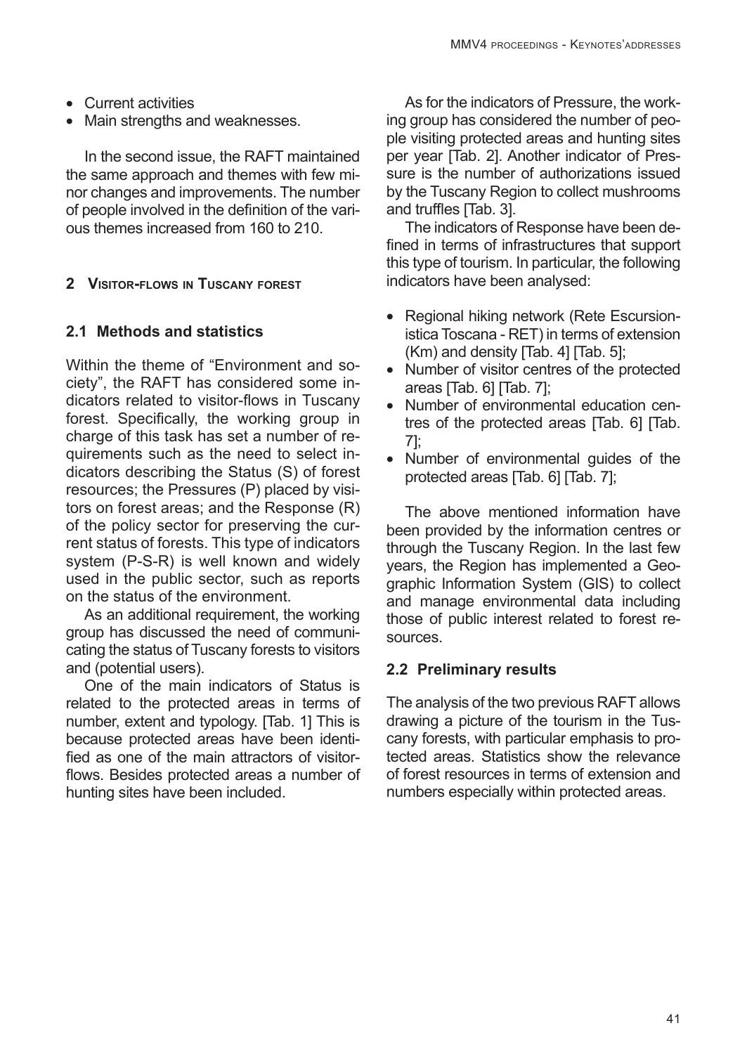- Current activities
- Main strengths and weaknesses.

In the second issue, the RAFT maintained the same approach and themes with few minor changes and improvements. The number of people involved in the definition of the various themes increased from 160 to 210.

## 2 Visitor-flows in Tuscany forest

### 2.1 Methods and statistics

Within the theme of "Environment and society", the RAFT has considered some indicators related to visitor-flows in Tuscany forest. Specifically, the working group in charge of this task has set a number of requirements such as the need to select indicators describing the Status (S) of forest resources; the Pressures (P) placed by visitors on forest areas; and the Response (R) of the policy sector for preserving the current status of forests. This type of indicators system (P-S-R) is well known and widely used in the public sector, such as reports on the status of the environment.

As an additional requirement, the working group has discussed the need of communicating the status of Tuscany forests to visitors and (potential users).

One of the main indicators of Status is related to the protected areas in terms of number, extent and typology. [Tab. 1] This is because protected areas have been identified as one of the main attractors of visitor-flows. Besides protected areas a number of hunting sites have been included.

As for the indicators of Pressure, the working group has considered the number of people visiting protected areas and hunting sites per year [Tab. 2]. Another indicator of Pressure is the number of authorizations issued by the Tuscany Region to collect mushrooms and truffles [Tab. 3].

The indicators of Response have been defined in terms of infrastructures that support this type of tourism. In particular, the following indicators have been analysed:

- Regional hiking network (Rete Escursionistica Toscana - RET) in terms of extension (Km) and density [Tab. 4] [Tab. 5];
- Number of visitor centres of the protected areas [Tab. 6] [Tab. 7];
- Number of environmental education centres of the protected areas [Tab. 6] [Tab. 7];
- Number of environmental guides of the protected areas [Tab. 6] [Tab. 7];

The above mentioned information have been provided by the information centres or through the Tuscany Region. In the last few years, the Region has implemented a Geographic Information System (GIS) to collect and manage environmental data including those of public interest related to forest resources.

### 2.2 Preliminary results

The analysis of the two previous RAFT allows drawing a picture of the tourism in the Tuscany forests, with particular emphasis to protected areas. Statistics show the relevance of forest resources in terms of extension and numbers especially within protected areas.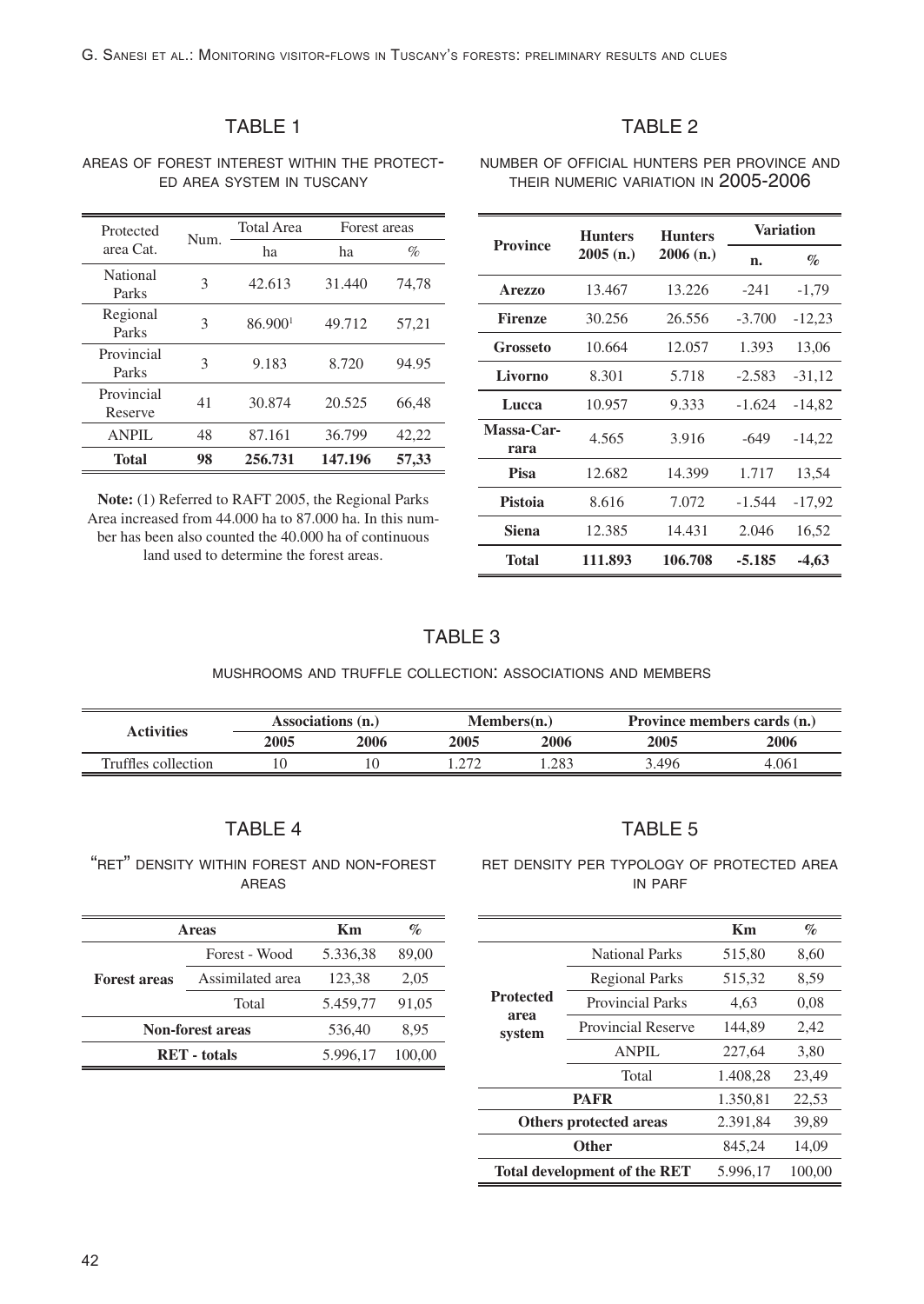## TABLE 1

AREAS OF FOREST INTEREST WITHIN THE PROTECTED AREA SYSTEM IN TUSCANY

| Protected area Cat. | Num. | Total Area | Forest areas | |
|---|---|---|---|---|
| | | ha | ha | % |
| National Parks | 3 | 42.613 | 31.440 | 74,78 |
| Regional Parks | 3 | 86.900[1] | 49.712 | 57,21 |
| Provincial Parks | 3 | 9.183 | 8.720 | 94.95 |
| Provincial Reserve | 41 | 30.874 | 20.525 | 66,48 |
| ANPIL | 48 | 87.161 | 36.799 | 42,22 |
| **Total** | **98** | **256.731** | **147.196** | **57,33** |

**Note:** (1) Referred to RAFT 2005, the Regional Parks Area increased from 44.000 ha to 87.000 ha. In this number has been also counted the 40.000 ha of continuous land used to determine the forest areas.

## TABLE 2

NUMBER OF OFFICIAL HUNTERS PER PROVINCE AND THEIR NUMERIC VARIATION IN 2005-2006

| Province | Hunters 2005 (n.) | Hunters 2006 (n.) | Variation | |
|---|---|---|---|---|
| | | | n. | % |
| **Arezzo** | 13.467 | 13.226 | -241 | -1,79 |
| **Firenze** | 30.256 | 26.556 | -3.700 | -12,23 |
| **Grosseto** | 10.664 | 12.057 | 1.393 | 13,06 |
| **Livorno** | 8.301 | 5.718 | -2.583 | -31,12 |
| **Lucca** | 10.957 | 9.333 | -1.624 | -14,82 |
| **Massa-Carrara** | 4.565 | 3.916 | -649 | -14,22 |
| **Pisa** | 12.682 | 14.399 | 1.717 | 13,54 |
| **Pistoia** | 8.616 | 7.072 | -1.544 | -17,92 |
| **Siena** | 12.385 | 14.431 | 2.046 | 16,52 |
| **Total** | **111.893** | **106.708** | **-5.185** | **-4,63** |

## TABLE 3

MUSHROOMS AND TRUFFLE COLLECTION: ASSOCIATIONS AND MEMBERS

| Activities | Associations (n.) | | Members(n.) | | Province members cards (n.) | |
|---|---|---|---|---|---|---|
| | 2005 | 2006 | 2005 | 2006 | 2005 | 2006 |
| Truffles collection | 10 | 10 | 1.272 | 1.283 | 3.496 | 4.061 |

## TABLE 4

"RET" DENSITY WITHIN FOREST AND NON-FOREST AREAS

| Areas | | Km | % |
|---|---|---|---|
| **Forest areas** | Forest - Wood | 5.336,38 | 89,00 |
| | Assimilated area | 123,38 | 2,05 |
| | Total | 5.459,77 | 91,05 |
| **Non-forest areas** | | 536,40 | 8,95 |
| **RET - totals** | | 5.996,17 | 100,00 |

## TABLE 5

RET DENSITY PER TYPOLOGY OF PROTECTED AREA IN PARF

| | | Km | % |
|---|---|---|---|
| **Protected area system** | National Parks | 515,80 | 8,60 |
| | Regional Parks | 515,32 | 8,59 |
| | Provincial Parks | 4,63 | 0,08 |
| | Provincial Reserve | 144,89 | 2,42 |
| | ANPIL | 227,64 | 3,80 |
| | Total | 1.408,28 | 23,49 |
| **PAFR** | | 1.350,81 | 22,53 |
| **Others protected areas** | | 2.391,84 | 39,89 |
| **Other** | | 845,24 | 14,09 |
| **Total development of the RET** | | 5.996,17 | 100,00 |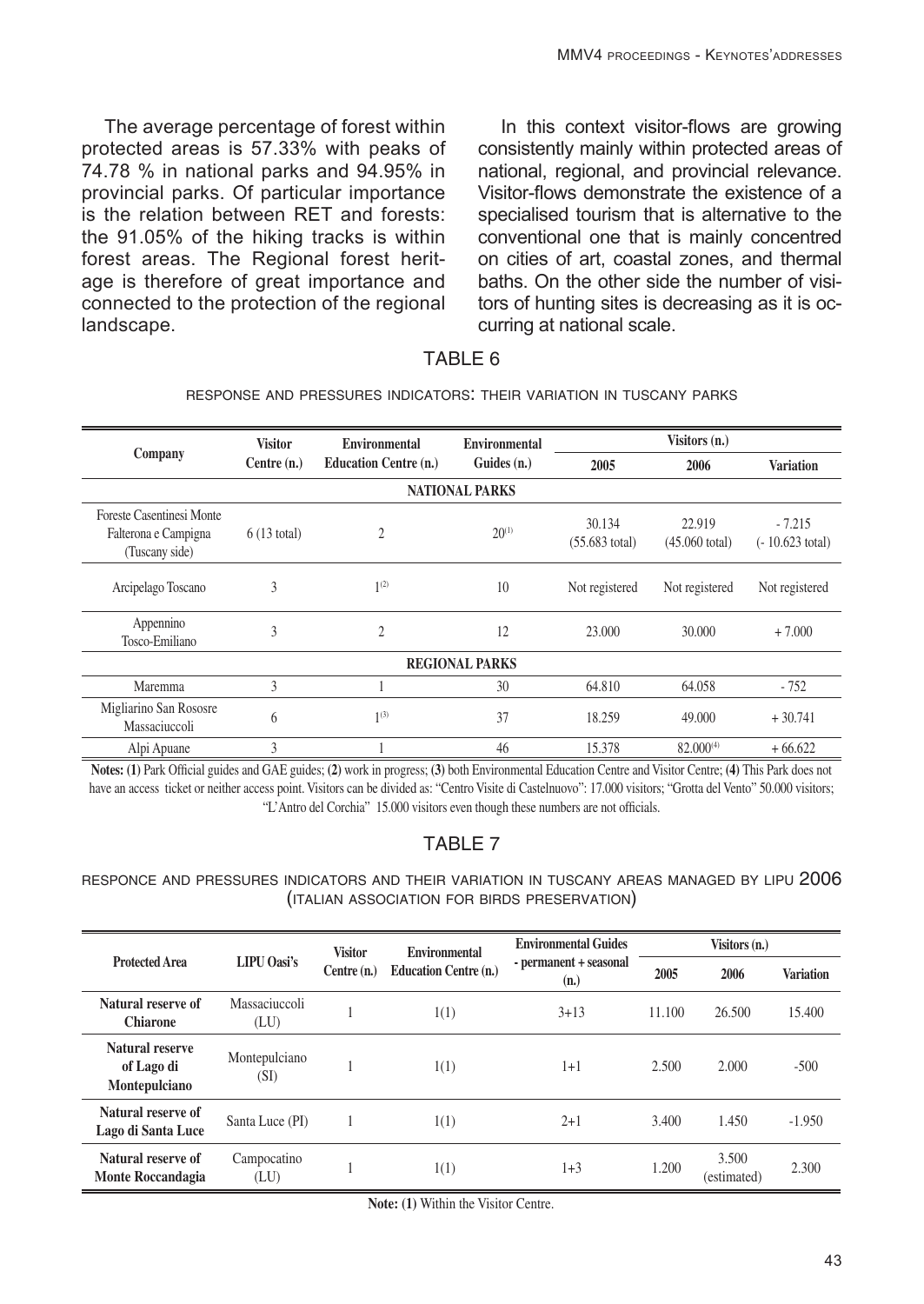The average percentage of forest within protected areas is 57.33% with peaks of 74.78 % in national parks and 94.95% in provincial parks. Of particular importance is the relation between RET and forests: the 91.05% of the hiking tracks is within forest areas. The Regional forest heritage is therefore of great importance and connected to the protection of the regional landscape.

In this context visitor-flows are growing consistently mainly within protected areas of national, regional, and provincial relevance. Visitor-flows demonstrate the existence of a specialised tourism that is alternative to the conventional one that is mainly concentred on cities of art, coastal zones, and thermal baths. On the other side the number of visitors of hunting sites is decreasing as it is occurring at national scale.

## TABLE 6

RESPONSE AND PRESSURES INDICATORS: THEIR VARIATION IN TUSCANY PARKS

| Company | Visitor Centre (n.) | Environmental Education Centre (n.) | Environmental Guides (n.) | Visitors (n.) | | |
|---|---|---|---|---|---|---|
| | | | | 2005 | 2006 | Variation |
| **NATIONAL PARKS** | | | | | | |
| Foreste Casentinesi Monte Falterona e Campigna (Tuscany side) | 6 (13 total) | 2 | 20(1) | 30.134 (55.683 total) | 22.919 (45.060 total) | - 7.215 (- 10.623 total) |
| Arcipelago Toscano | 3 | 1(2) | 10 | Not registered | Not registered | Not registered |
| Appennino Tosco-Emiliano | 3 | 2 | 12 | 23.000 | 30.000 | + 7.000 |
| **REGIONAL PARKS** | | | | | | |
| Maremma | 3 | 1 | 30 | 64.810 | 64.058 | - 752 |
| Migliarino San Rososre Massaciuccoli | 6 | 1(3) | 37 | 18.259 | 49.000 | + 30.741 |
| Alpi Apuane | 3 | 1 | 46 | 15.378 | 82.000(4) | + 66.622 |

**Notes: (1)** Park Official guides and GAE guides; **(2)** work in progress; **(3)** both Environmental Education Centre and Visitor Centre; **(4)** This Park does not have an access ticket or neither access point. Visitors can be divided as: "Centro Visite di Castelnuovo": 17.000 visitors; "Grotta del Vento" 50.000 visitors; "L'Antro del Corchia" 15.000 visitors even though these numbers are not officials.

## TABLE 7

RESPONCE AND PRESSURES INDICATORS AND THEIR VARIATION IN TUSCANY AREAS MANAGED BY LIPU 2006 (ITALIAN ASSOCIATION FOR BIRDS PRESERVATION)

| Protected Area | LIPU Oasi's | Visitor Centre (n.) | Environmental Education Centre (n.) | Environmental Guides - permanent + seasonal (n.) | Visitors (n.) | | |
|---|---|---|---|---|---|---|---|
| | | | | | 2005 | 2006 | Variation |
| **Natural reserve of Chiarone** | Massaciuccoli (LU) | 1 | 1(1) | 3+13 | 11.100 | 26.500 | 15.400 |
| **Natural reserve of Lago di Montepulciano** | Montepulciano (SI) | 1 | 1(1) | 1+1 | 2.500 | 2.000 | -500 |
| **Natural reserve of Lago di Santa Luce** | Santa Luce (PI) | 1 | 1(1) | 2+1 | 3.400 | 1.450 | -1.950 |
| **Natural reserve of Monte Roccandagia** | Campocatino (LU) | 1 | 1(1) | 1+3 | 1.200 | 3.500 (estimated) | 2.300 |

**Note: (1)** Within the Visitor Centre.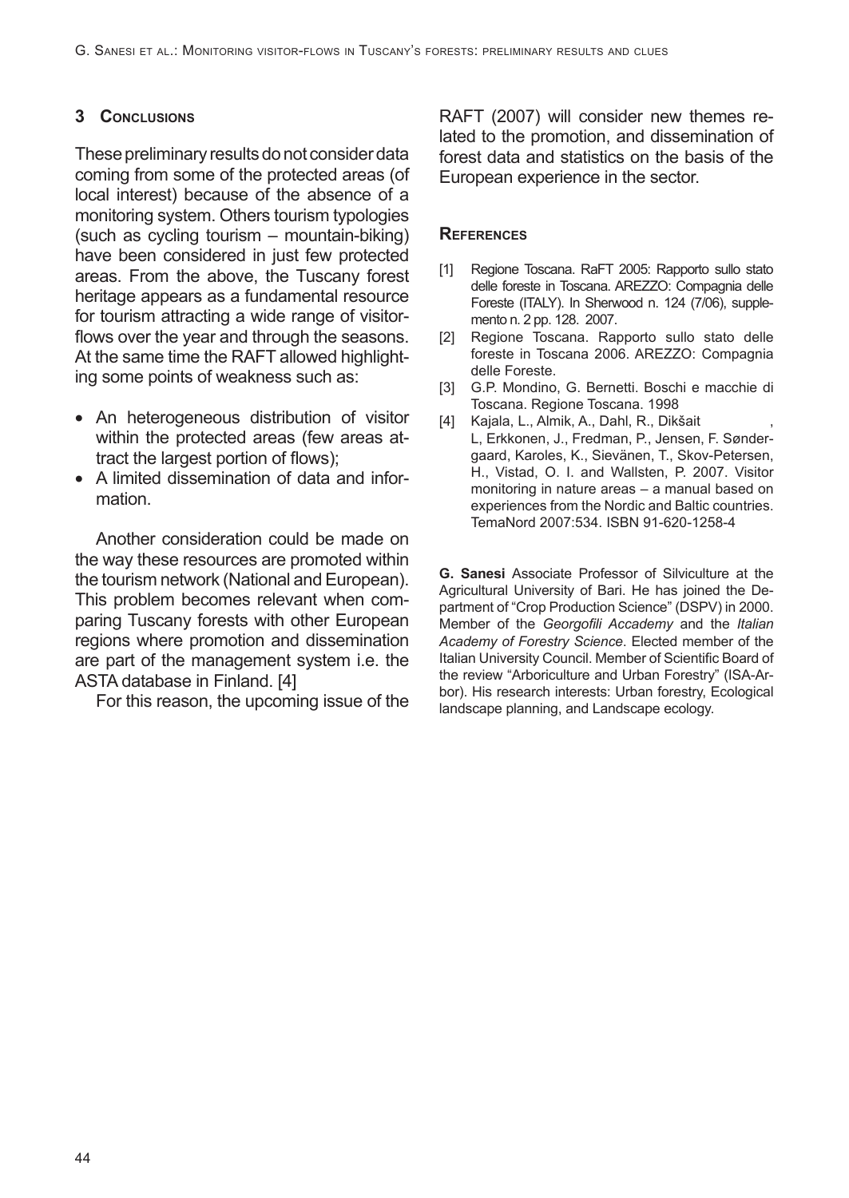## 3 Conclusions

These preliminary results do not consider data coming from some of the protected areas (of local interest) because of the absence of a monitoring system. Others tourism typologies (such as cycling tourism – mountain-biking) have been considered in just few protected areas. From the above, the Tuscany forest heritage appears as a fundamental resource for tourism attracting a wide range of visitor-flows over the year and through the seasons. At the same time the RAFT allowed highlighting some points of weakness such as:

- An heterogeneous distribution of visitor within the protected areas (few areas attract the largest portion of flows);
- A limited dissemination of data and information.

Another consideration could be made on the way these resources are promoted within the tourism network (National and European). This problem becomes relevant when comparing Tuscany forests with other European regions where promotion and dissemination are part of the management system i.e. the ASTA database in Finland. [4]

For this reason, the upcoming issue of the RAFT (2007) will consider new themes related to the promotion, and dissemination of forest data and statistics on the basis of the European experience in the sector.

## References

[1] Regione Toscana. RaFT 2005: Rapporto sullo stato delle foreste in Toscana. AREZZO: Compagnia delle Foreste (ITALY). In Sherwood n. 124 (7/06), supplemento n. 2 pp. 128. 2007.

[2] Regione Toscana. Rapporto sullo stato delle foreste in Toscana 2006. AREZZO: Compagnia delle Foreste.

[3] G.P. Mondino, G. Bernetti. Boschi e macchie di Toscana. Regione Toscana. 1998

[4] Kajala, L., Almik, A., Dahl, R., Dikšait , L, Erkkonen, J., Fredman, P., Jensen, F. Søndergaard, Karoles, K., Sievänen, T., Skov-Petersen, H., Vistad, O. I. and Wallsten, P. 2007. Visitor monitoring in nature areas – a manual based on experiences from the Nordic and Baltic countries. TemaNord 2007:534. ISBN 91-620-1258-4

**G. Sanesi** Associate Professor of Silviculture at the Agricultural University of Bari. He has joined the Department of "Crop Production Science" (DSPV) in 2000. Member of the *Georgofili Accademy* and the *Italian Academy of Forestry Science*. Elected member of the Italian University Council. Member of Scientific Board of the review "Arboriculture and Urban Forestry" (ISA-Arbor). His research interests: Urban forestry, Ecological landscape planning, and Landscape ecology.